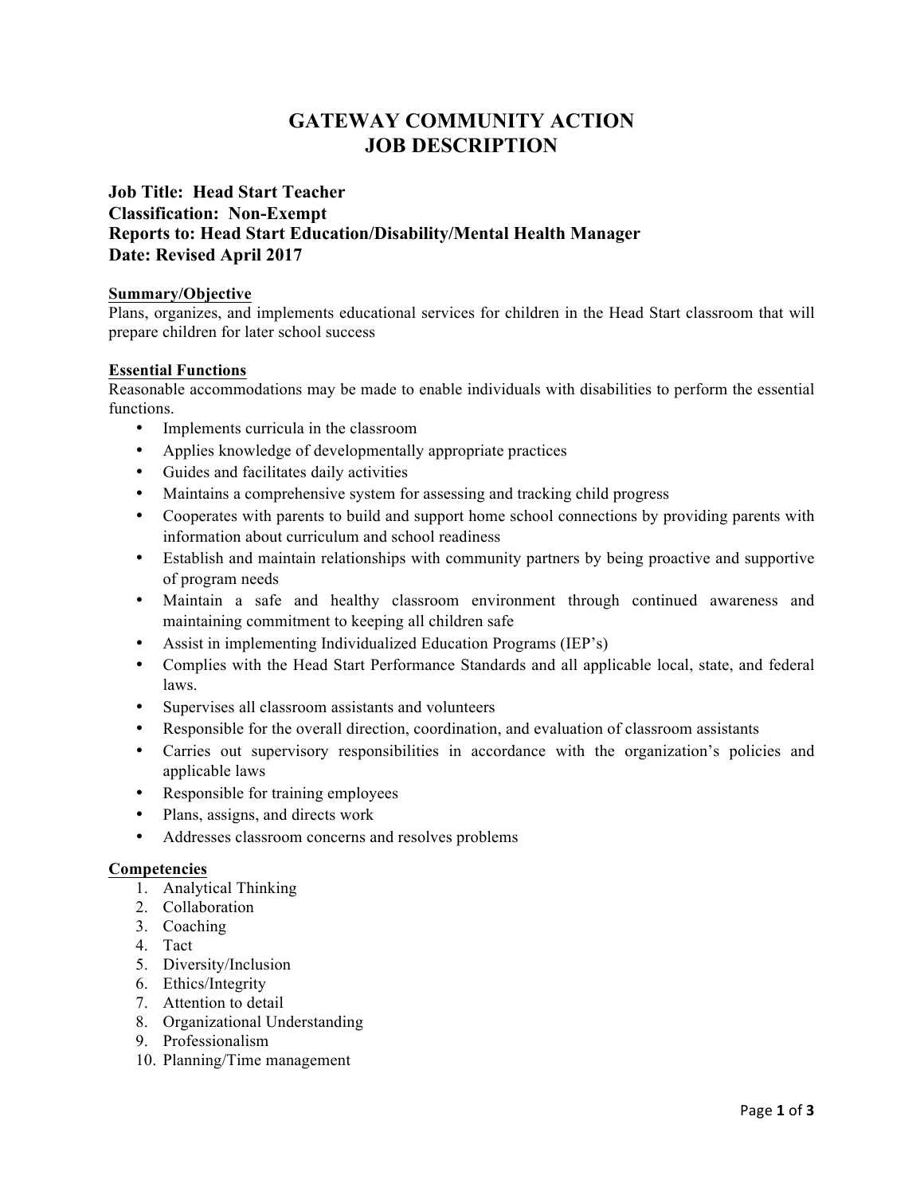# GATEWAY COMMUNITY ACTION
# JOB DESCRIPTION

**Job Title: Head Start Teacher**
**Classification: Non-Exempt**
**Reports to: Head Start Education/Disability/Mental Health Manager**
**Date: Revised April 2017**

**Summary/Objective**

Plans, organizes, and implements educational services for children in the Head Start classroom that will prepare children for later school success

**Essential Functions**

Reasonable accommodations may be made to enable individuals with disabilities to perform the essential functions.

- Implements curricula in the classroom
- Applies knowledge of developmentally appropriate practices
- Guides and facilitates daily activities
- Maintains a comprehensive system for assessing and tracking child progress
- Cooperates with parents to build and support home school connections by providing parents with information about curriculum and school readiness
- Establish and maintain relationships with community partners by being proactive and supportive of program needs
- Maintain a safe and healthy classroom environment through continued awareness and maintaining commitment to keeping all children safe
- Assist in implementing Individualized Education Programs (IEP's)
- Complies with the Head Start Performance Standards and all applicable local, state, and federal laws.
- Supervises all classroom assistants and volunteers
- Responsible for the overall direction, coordination, and evaluation of classroom assistants
- Carries out supervisory responsibilities in accordance with the organization's policies and applicable laws
- Responsible for training employees
- Plans, assigns, and directs work
- Addresses classroom concerns and resolves problems

**Competencies**

1. Analytical Thinking
2. Collaboration
3. Coaching
4. Tact
5. Diversity/Inclusion
6. Ethics/Integrity
7. Attention to detail
8. Organizational Understanding
9. Professionalism
10. Planning/Time management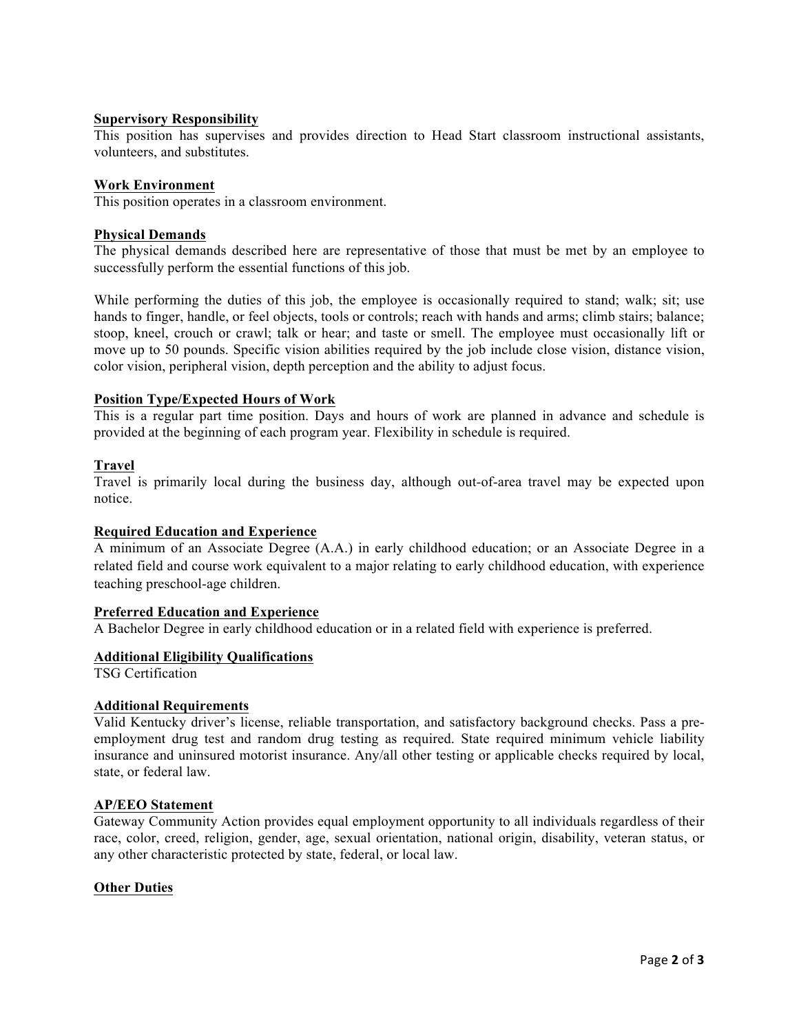**Supervisory Responsibility**

This position has supervises and provides direction to Head Start classroom instructional assistants, volunteers, and substitutes.

**Work Environment**

This position operates in a classroom environment.

**Physical Demands**

The physical demands described here are representative of those that must be met by an employee to successfully perform the essential functions of this job.

While performing the duties of this job, the employee is occasionally required to stand; walk; sit; use hands to finger, handle, or feel objects, tools or controls; reach with hands and arms; climb stairs; balance; stoop, kneel, crouch or crawl; talk or hear; and taste or smell. The employee must occasionally lift or move up to 50 pounds. Specific vision abilities required by the job include close vision, distance vision, color vision, peripheral vision, depth perception and the ability to adjust focus.

**Position Type/Expected Hours of Work**

This is a regular part time position. Days and hours of work are planned in advance and schedule is provided at the beginning of each program year. Flexibility in schedule is required.

**Travel**

Travel is primarily local during the business day, although out-of-area travel may be expected upon notice.

**Required Education and Experience**

A minimum of an Associate Degree (A.A.) in early childhood education; or an Associate Degree in a related field and course work equivalent to a major relating to early childhood education, with experience teaching preschool-age children.

**Preferred Education and Experience**

A Bachelor Degree in early childhood education or in a related field with experience is preferred.

**Additional Eligibility Qualifications**

TSG Certification

**Additional Requirements**

Valid Kentucky driver's license, reliable transportation, and satisfactory background checks. Pass a pre-employment drug test and random drug testing as required. State required minimum vehicle liability insurance and uninsured motorist insurance. Any/all other testing or applicable checks required by local, state, or federal law.

**AP/EEO Statement**

Gateway Community Action provides equal employment opportunity to all individuals regardless of their race, color, creed, religion, gender, age, sexual orientation, national origin, disability, veteran status, or any other characteristic protected by state, federal, or local law.

**Other Duties**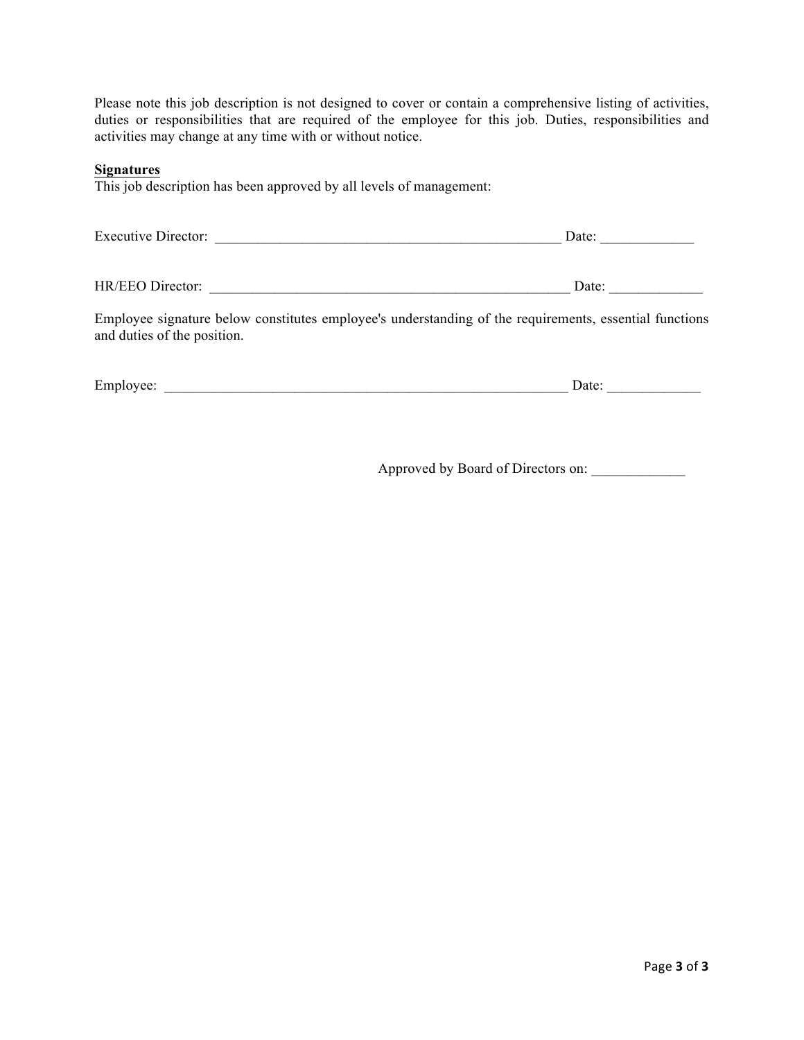Please note this job description is not designed to cover or contain a comprehensive listing of activities, duties or responsibilities that are required of the employee for this job. Duties, responsibilities and activities may change at any time with or without notice.

**Signatures**

This job description has been approved by all levels of management:

Executive Director: ___________________________________________________ Date: _____________

HR/EEO Director: _____________________________________________________ Date: _____________

Employee signature below constitutes employee's understanding of the requirements, essential functions and duties of the position.

Employee: ____________________________________________________________ Date: _____________

Approved by Board of Directors on: _____________